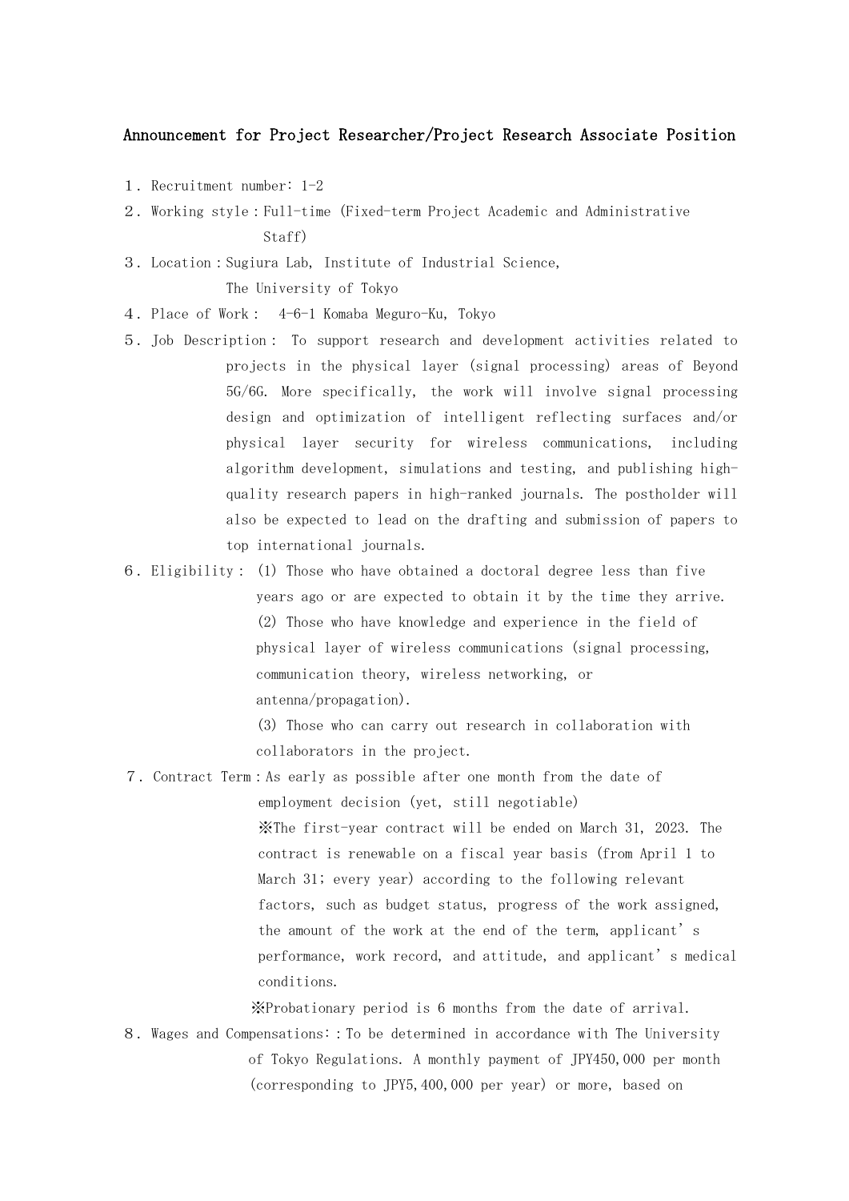# Announcement for Project Researcher/Project Research Associate Position

１．Recruitment number: 1-2

２．Working style：Full-time (Fixed-term Project Academic and Administrative Staff)

３．Location：Sugiura Lab, Institute of Industrial Science, The University of Tokyo

４．Place of Work： 4-6-1 Komaba Meguro-Ku, Tokyo

５．Job Description： To support research and development activities related to projects in the physical layer (signal processing) areas of Beyond 5G/6G. More specifically, the work will involve signal processing design and optimization of intelligent reflecting surfaces and/or physical layer security for wireless communications, including algorithm development, simulations and testing, and publishing high-quality research papers in high-ranked journals. The postholder will also be expected to lead on the drafting and submission of papers to top international journals.

６．Eligibility： (1) Those who have obtained a doctoral degree less than five years ago or are expected to obtain it by the time they arrive.
(2) Those who have knowledge and experience in the field of physical layer of wireless communications (signal processing, communication theory, wireless networking, or antenna/propagation).
(3) Those who can carry out research in collaboration with collaborators in the project.

７．Contract Term：As early as possible after one month from the date of employment decision (yet, still negotiable)
※The first-year contract will be ended on March 31, 2023. The contract is renewable on a fiscal year basis (from April 1 to March 31; every year) according to the following relevant factors, such as budget status, progress of the work assigned, the amount of the work at the end of the term, applicant's performance, work record, and attitude, and applicant's medical conditions.
※Probationary period is 6 months from the date of arrival.

８．Wages and Compensations:：To be determined in accordance with The University of Tokyo Regulations. A monthly payment of JPY450,000 per month (corresponding to JPY5,400,000 per year) or more, based on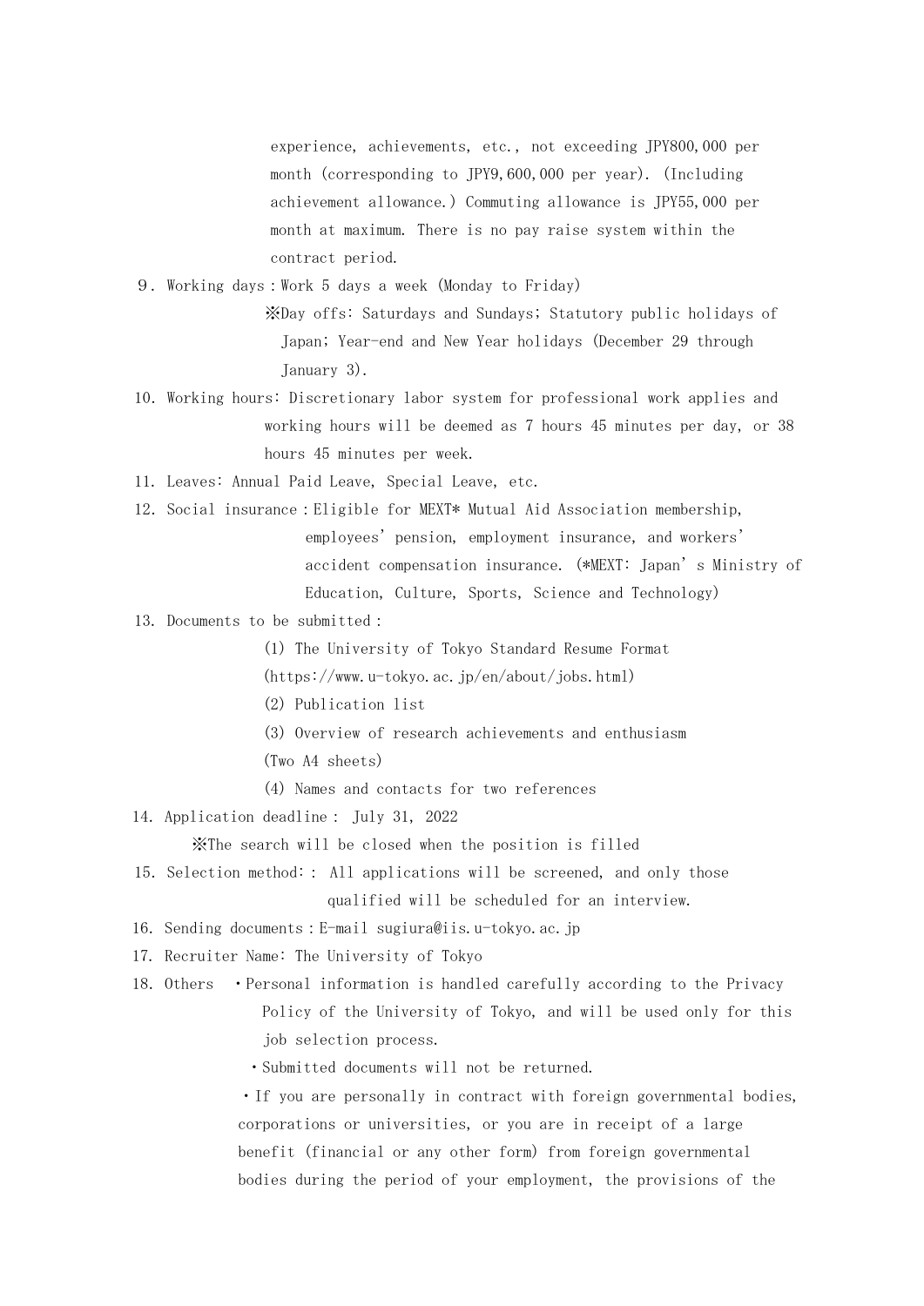experience, achievements, etc., not exceeding JPY800,000 per month (corresponding to JPY9,600,000 per year). (Including achievement allowance.) Commuting allowance is JPY55,000 per month at maximum. There is no pay raise system within the contract period.

９．Working days：Work 5 days a week (Monday to Friday)

※Day offs: Saturdays and Sundays; Statutory public holidays of Japan; Year-end and New Year holidays (December 29 through January 3).

10. Working hours: Discretionary labor system for professional work applies and working hours will be deemed as 7 hours 45 minutes per day, or 38 hours 45 minutes per week.

11. Leaves: Annual Paid Leave, Special Leave, etc.

12. Social insurance：Eligible for MEXT* Mutual Aid Association membership, employees' pension, employment insurance, and workers' accident compensation insurance. (*MEXT: Japan's Ministry of Education, Culture, Sports, Science and Technology)

13. Documents to be submitted：

(1) The University of Tokyo Standard Resume Format (https://www.u-tokyo.ac.jp/en/about/jobs.html)

(2) Publication list

(3) Overview of research achievements and enthusiasm (Two A4 sheets)

(4) Names and contacts for two references

14. Application deadline： July 31, 2022

※The search will be closed when the position is filled

15. Selection method:： All applications will be screened, and only those qualified will be scheduled for an interview.

16. Sending documents：E-mail sugiura@iis.u-tokyo.ac.jp

17. Recruiter Name: The University of Tokyo

18. Others

・Personal information is handled carefully according to the Privacy Policy of the University of Tokyo, and will be used only for this job selection process.

・Submitted documents will not be returned.

・If you are personally in contract with foreign governmental bodies, corporations or universities, or you are in receipt of a large benefit (financial or any other form) from foreign governmental bodies during the period of your employment, the provisions of the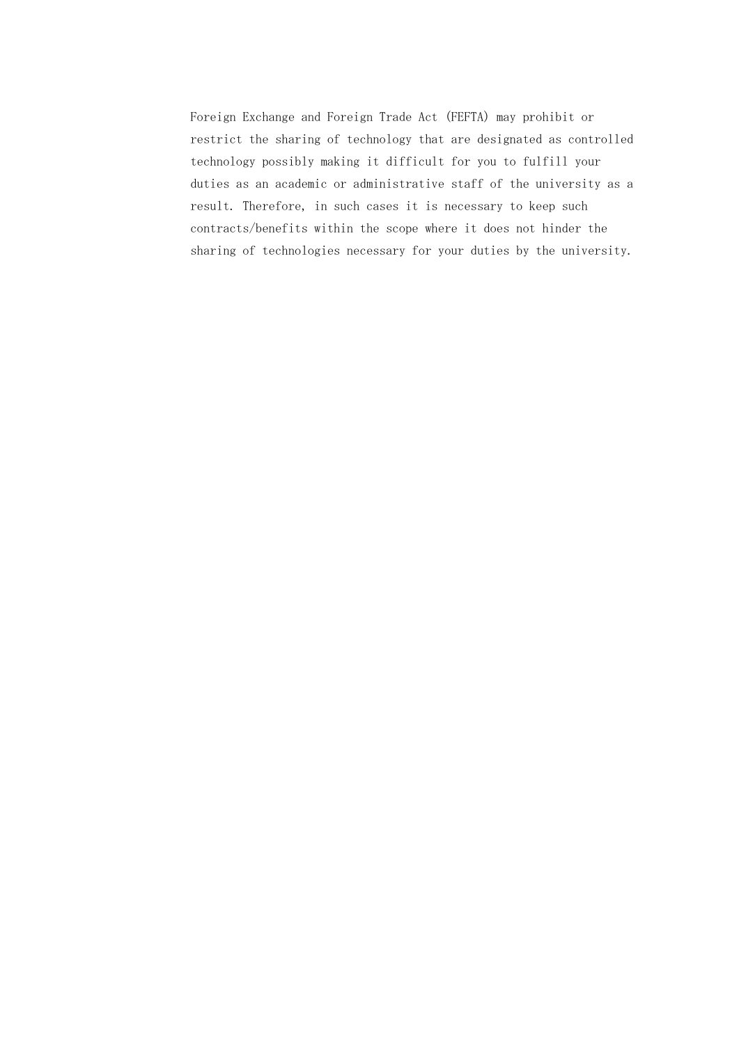Foreign Exchange and Foreign Trade Act (FEFTA) may prohibit or restrict the sharing of technology that are designated as controlled technology possibly making it difficult for you to fulfill your duties as an academic or administrative staff of the university as a result. Therefore, in such cases it is necessary to keep such contracts/benefits within the scope where it does not hinder the sharing of technologies necessary for your duties by the university.